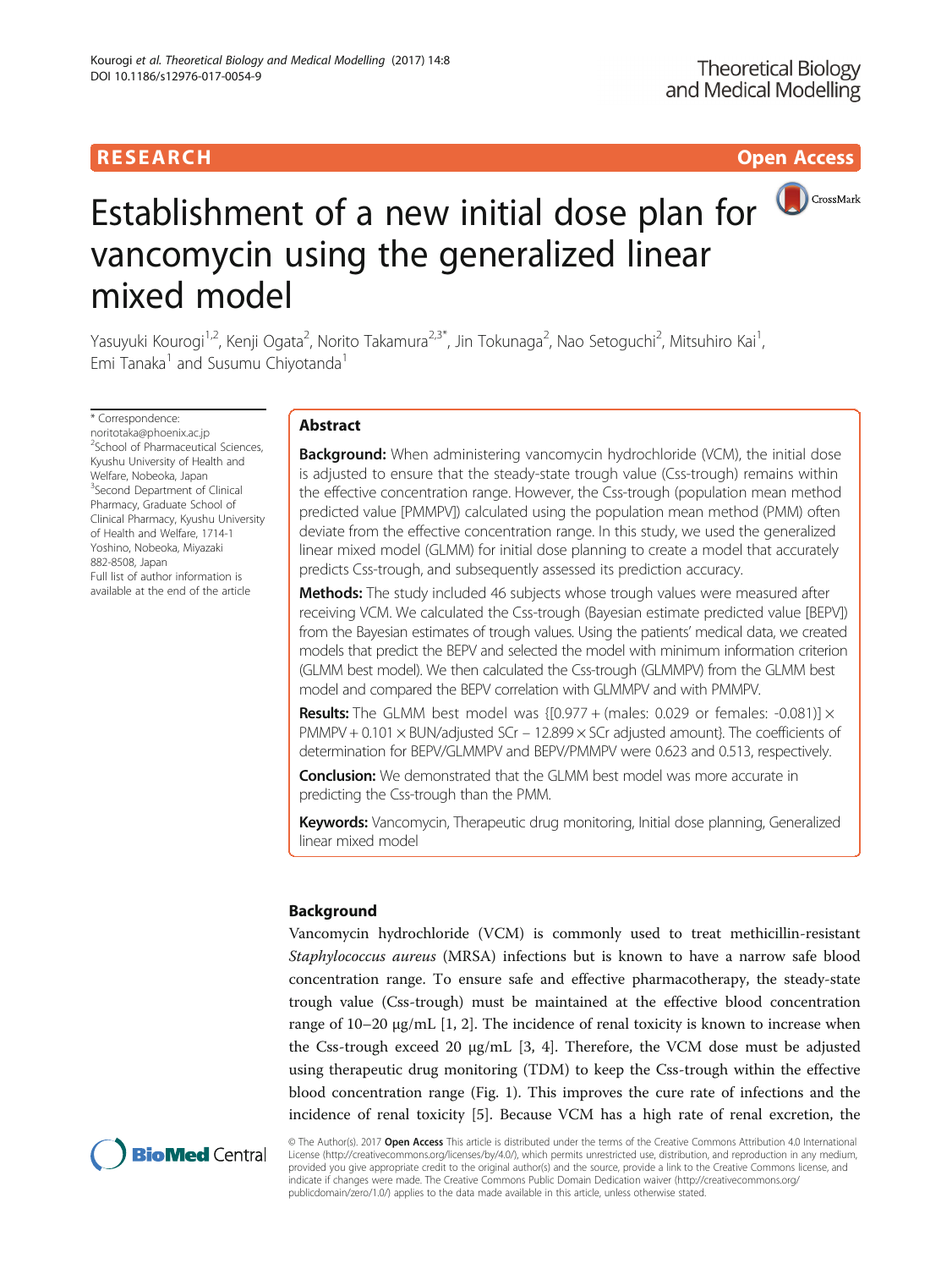RESEARCH Open Access

# Establishment of a new initial dose plan for vancomycin using the generalized linear mixed model

Yasuyuki Kourogi[1,2], Kenji Ogata[2], Norito Takamura[2,3*], Jin Tokunaga[2], Nao Setoguchi[2], Mitsuhiro Kai[1], Emi Tanaka[1] and Susumu Chiyotanda[1]

\* Correspondence: noritotaka@phoenix.ac.jp
[2]School of Pharmaceutical Sciences, Kyushu University of Health and Welfare, Nobeoka, Japan
[3]Second Department of Clinical Pharmacy, Graduate School of Clinical Pharmacy, Kyushu University of Health and Welfare, 1714-1 Yoshino, Nobeoka, Miyazaki 882-8508, Japan
Full list of author information is available at the end of the article

## Abstract

**Background:** When administering vancomycin hydrochloride (VCM), the initial dose is adjusted to ensure that the steady-state trough value (Css-trough) remains within the effective concentration range. However, the Css-trough (population mean method predicted value [PMMPV]) calculated using the population mean method (PMM) often deviate from the effective concentration range. In this study, we used the generalized linear mixed model (GLMM) for initial dose planning to create a model that accurately predicts Css-trough, and subsequently assessed its prediction accuracy.

**Methods:** The study included 46 subjects whose trough values were measured after receiving VCM. We calculated the Css-trough (Bayesian estimate predicted value [BEPV]) from the Bayesian estimates of trough values. Using the patients' medical data, we created models that predict the BEPV and selected the model with minimum information criterion (GLMM best model). We then calculated the Css-trough (GLMMPV) from the GLMM best model and compared the BEPV correlation with GLMMPV and with PMMPV.

**Results:** The GLMM best model was {[0.977 + (males: 0.029 or females: -0.081)] × PMMPV + 0.101 × BUN/adjusted SCr − 12.899 × SCr adjusted amount}. The coefficients of determination for BEPV/GLMMPV and BEPV/PMMPV were 0.623 and 0.513, respectively.

**Conclusion:** We demonstrated that the GLMM best model was more accurate in predicting the Css-trough than the PMM.

**Keywords:** Vancomycin, Therapeutic drug monitoring, Initial dose planning, Generalized linear mixed model

## Background

Vancomycin hydrochloride (VCM) is commonly used to treat methicillin-resistant *Staphylococcus aureus* (MRSA) infections but is known to have a narrow safe blood concentration range. To ensure safe and effective pharmacotherapy, the steady-state trough value (Css-trough) must be maintained at the effective blood concentration range of 10–20 μg/mL [1, 2]. The incidence of renal toxicity is known to increase when the Css-trough exceed 20 μg/mL [3, 4]. Therefore, the VCM dose must be adjusted using therapeutic drug monitoring (TDM) to keep the Css-trough within the effective blood concentration range (Fig. 1). This improves the cure rate of infections and the incidence of renal toxicity [5]. Because VCM has a high rate of renal excretion, the

© The Author(s). 2017 **Open Access** This article is distributed under the terms of the Creative Commons Attribution 4.0 International License (http://creativecommons.org/licenses/by/4.0/), which permits unrestricted use, distribution, and reproduction in any medium, provided you give appropriate credit to the original author(s) and the source, provide a link to the Creative Commons license, and indicate if changes were made. The Creative Commons Public Domain Dedication waiver (http://creativecommons.org/publicdomain/zero/1.0/) applies to the data made available in this article, unless otherwise stated.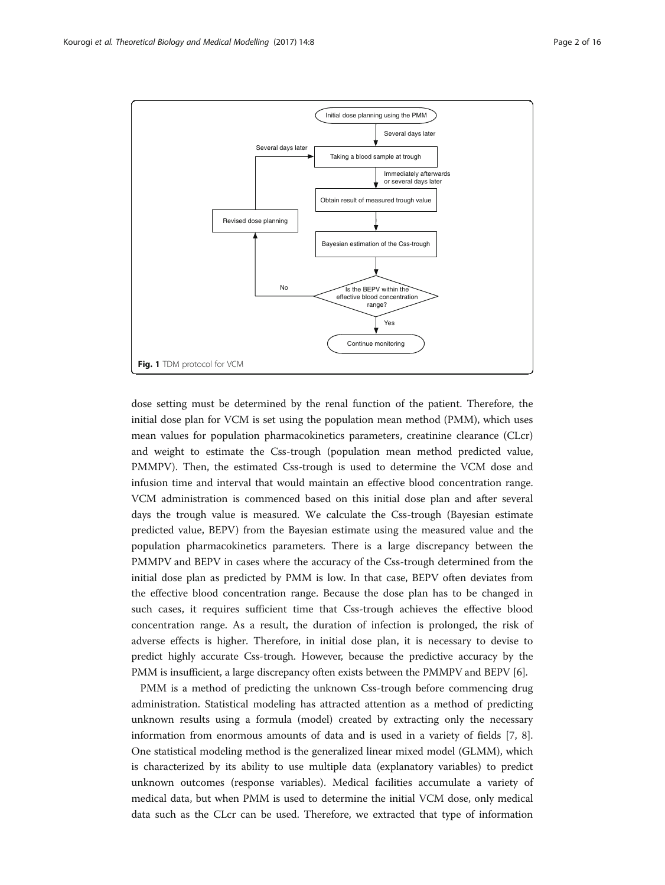Initial dose planning using the PMM

Several days later

Taking a blood sample at trough

Immediately afterwards or several days later

Obtain result of measured trough value

Bayesian estimation of the Css-trough

Is the BEPV within the effective blood concentration range?

Yes

Continue monitoring

No

Revised dose planning

Several days later

**Fig. 1** TDM protocol for VCM

dose setting must be determined by the renal function of the patient. Therefore, the initial dose plan for VCM is set using the population mean method (PMM), which uses mean values for population pharmacokinetics parameters, creatinine clearance (CLcr) and weight to estimate the Css-trough (population mean method predicted value, PMMPV). Then, the estimated Css-trough is used to determine the VCM dose and infusion time and interval that would maintain an effective blood concentration range. VCM administration is commenced based on this initial dose plan and after several days the trough value is measured. We calculate the Css-trough (Bayesian estimate predicted value, BEPV) from the Bayesian estimate using the measured value and the population pharmacokinetics parameters. There is a large discrepancy between the PMMPV and BEPV in cases where the accuracy of the Css-trough determined from the initial dose plan as predicted by PMM is low. In that case, BEPV often deviates from the effective blood concentration range. Because the dose plan has to be changed in such cases, it requires sufficient time that Css-trough achieves the effective blood concentration range. As a result, the duration of infection is prolonged, the risk of adverse effects is higher. Therefore, in initial dose plan, it is necessary to devise to predict highly accurate Css-trough. However, because the predictive accuracy by the PMM is insufficient, a large discrepancy often exists between the PMMPV and BEPV [6].

PMM is a method of predicting the unknown Css-trough before commencing drug administration. Statistical modeling has attracted attention as a method of predicting unknown results using a formula (model) created by extracting only the necessary information from enormous amounts of data and is used in a variety of fields [7, 8]. One statistical modeling method is the generalized linear mixed model (GLMM), which is characterized by its ability to use multiple data (explanatory variables) to predict unknown outcomes (response variables). Medical facilities accumulate a variety of medical data, but when PMM is used to determine the initial VCM dose, only medical data such as the CLcr can be used. Therefore, we extracted that type of information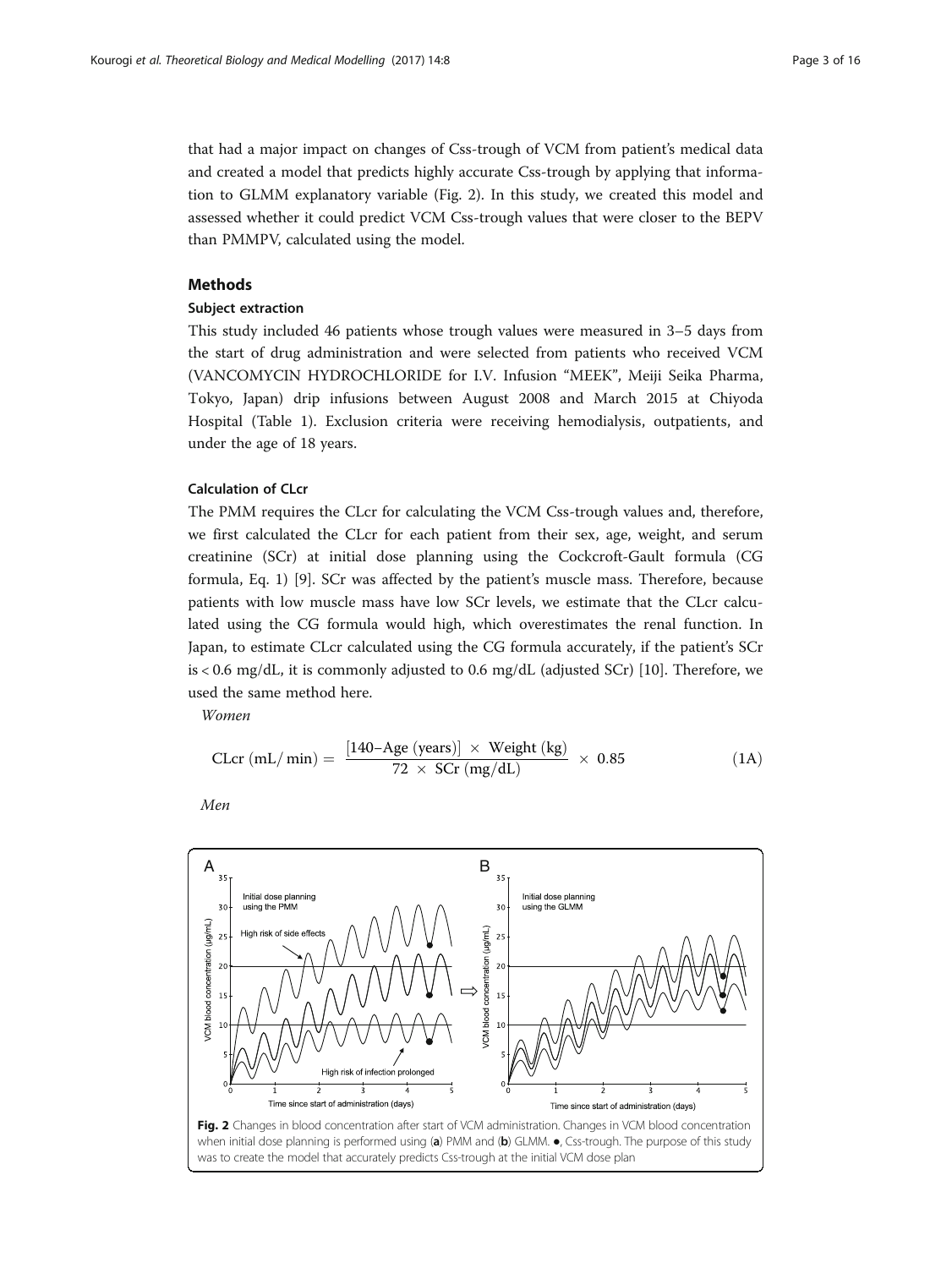that had a major impact on changes of Css-trough of VCM from patient's medical data and created a model that predicts highly accurate Css-trough by applying that information to GLMM explanatory variable (Fig. 2). In this study, we created this model and assessed whether it could predict VCM Css-trough values that were closer to the BEPV than PMMPV, calculated using the model.

## Methods

### Subject extraction

This study included 46 patients whose trough values were measured in 3–5 days from the start of drug administration and were selected from patients who received VCM (VANCOMYCIN HYDROCHLORIDE for I.V. Infusion "MEEK", Meiji Seika Pharma, Tokyo, Japan) drip infusions between August 2008 and March 2015 at Chiyoda Hospital (Table 1). Exclusion criteria were receiving hemodialysis, outpatients, and under the age of 18 years.

### Calculation of CLcr

The PMM requires the CLcr for calculating the VCM Css-trough values and, therefore, we first calculated the CLcr for each patient from their sex, age, weight, and serum creatinine (SCr) at initial dose planning using the Cockcroft-Gault formula (CG formula, Eq. 1) [9]. SCr was affected by the patient's muscle mass. Therefore, because patients with low muscle mass have low SCr levels, we estimate that the CLcr calculated using the CG formula would high, which overestimates the renal function. In Japan, to estimate CLcr calculated using the CG formula accurately, if the patient's SCr is < 0.6 mg/dL, it is commonly adjusted to 0.6 mg/dL (adjusted SCr) [10]. Therefore, we used the same method here.

*Women*

$$\text{CLcr (mL/min)} = \frac{[140\text{–Age (years)}] \times \text{Weight (kg)}}{72 \times \text{SCr (mg/dL)}} \times 0.85 \tag{1A}$$

*Men*

**Fig. 2** Changes in blood concentration after start of VCM administration. Changes in VCM blood concentration when initial dose planning is performed using (**a**) PMM and (**b**) GLMM. ●, Css-trough. The purpose of this study was to create the model that accurately predicts Css-trough at the initial VCM dose plan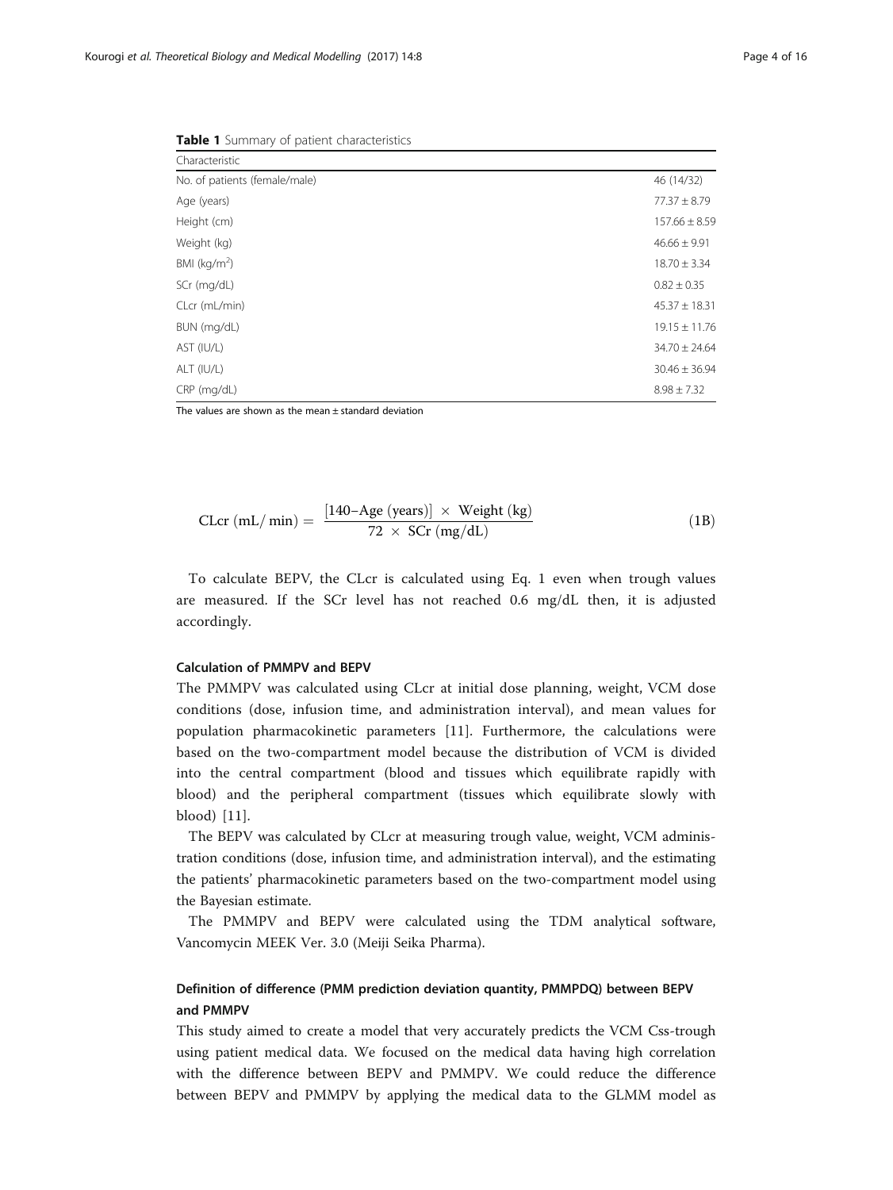**Table 1** Summary of patient characteristics

| Characteristic | |
| --- | --- |
| No. of patients (female/male) | 46 (14/32) |
| Age (years) | 77.37 ± 8.79 |
| Height (cm) | 157.66 ± 8.59 |
| Weight (kg) | 46.66 ± 9.91 |
| BMI (kg/m$^2$) | 18.70 ± 3.34 |
| SCr (mg/dL) | 0.82 ± 0.35 |
| CLcr (mL/min) | 45.37 ± 18.31 |
| BUN (mg/dL) | 19.15 ± 11.76 |
| AST (IU/L) | 34.70 ± 24.64 |
| ALT (IU/L) | 30.46 ± 36.94 |
| CRP (mg/dL) | 8.98 ± 7.32 |

The values are shown as the mean ± standard deviation

$$\text{CLcr (mL/ min)} = \frac{[140\text{–Age (years)}] \times \text{Weight (kg)}}{72 \times \text{SCr (mg/dL)}} \tag{1B}$$

To calculate BEPV, the CLcr is calculated using Eq. 1 even when trough values are measured. If the SCr level has not reached 0.6 mg/dL then, it is adjusted accordingly.

### Calculation of PMMPV and BEPV

The PMMPV was calculated using CLcr at initial dose planning, weight, VCM dose conditions (dose, infusion time, and administration interval), and mean values for population pharmacokinetic parameters [11]. Furthermore, the calculations were based on the two-compartment model because the distribution of VCM is divided into the central compartment (blood and tissues which equilibrate rapidly with blood) and the peripheral compartment (tissues which equilibrate slowly with blood) [11].

The BEPV was calculated by CLcr at measuring trough value, weight, VCM administration conditions (dose, infusion time, and administration interval), and the estimating the patients' pharmacokinetic parameters based on the two-compartment model using the Bayesian estimate.

The PMMPV and BEPV were calculated using the TDM analytical software, Vancomycin MEEK Ver. 3.0 (Meiji Seika Pharma).

### Definition of difference (PMM prediction deviation quantity, PMMPDQ) between BEPV and PMMPV

This study aimed to create a model that very accurately predicts the VCM Css-trough using patient medical data. We focused on the medical data having high correlation with the difference between BEPV and PMMPV. We could reduce the difference between BEPV and PMMPV by applying the medical data to the GLMM model as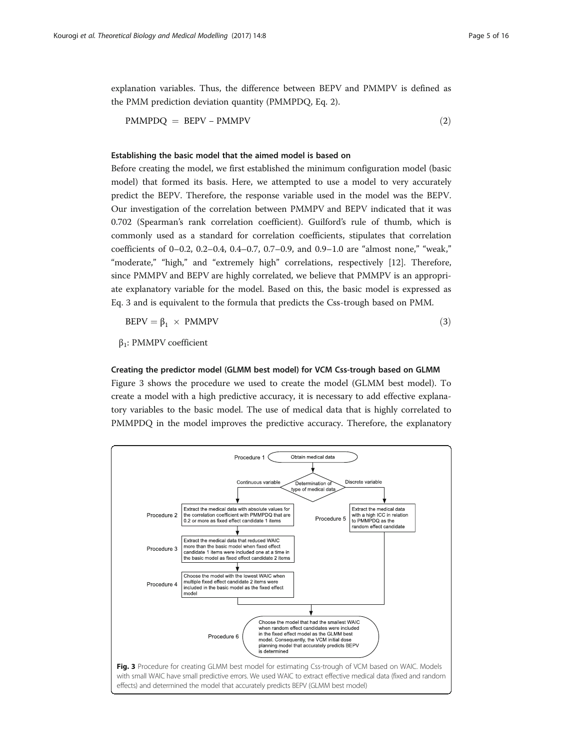explanation variables. Thus, the difference between BEPV and PMMPV is defined as the PMM prediction deviation quantity (PMMPDQ, Eq. 2).

$$\text{PMMPDQ} = \text{BEPV} - \text{PMMPV} \tag{2}$$

### Establishing the basic model that the aimed model is based on

Before creating the model, we first established the minimum configuration model (basic model) that formed its basis. Here, we attempted to use a model to very accurately predict the BEPV. Therefore, the response variable used in the model was the BEPV. Our investigation of the correlation between PMMPV and BEPV indicated that it was 0.702 (Spearman's rank correlation coefficient). Guilford's rule of thumb, which is commonly used as a standard for correlation coefficients, stipulates that correlation coefficients of 0–0.2, 0.2–0.4, 0.4–0.7, 0.7–0.9, and 0.9–1.0 are "almost none," "weak," "moderate," "high," and "extremely high" correlations, respectively [12]. Therefore, since PMMPV and BEPV are highly correlated, we believe that PMMPV is an appropriate explanatory variable for the model. Based on this, the basic model is expressed as Eq. 3 and is equivalent to the formula that predicts the Css-trough based on PMM.

$$\text{BEPV} = \beta_1 \times \text{PMMPV} \tag{3}$$

$\beta_1$: PMMPV coefficient

### Creating the predictor model (GLMM best model) for VCM Css-trough based on GLMM

Figure 3 shows the procedure we used to create the model (GLMM best model). To create a model with a high predictive accuracy, it is necessary to add effective explanatory variables to the basic model. The use of medical data that is highly correlated to PMMPDQ in the model improves the predictive accuracy. Therefore, the explanatory

Procedure 1: Obtain medical data

Determination of type of medical data → Continuous variable / Discrete variable

Procedure 2: Extract the medical data with absolute values for the correlation coefficient with PMMPDQ that are 0.2 or more as fixed effect candidate 1 items

Procedure 3: Extract the medical data that reduced WAIC more than the basic model when fixed effect candidate 1 items were included one at a time in the basic model as fixed effect candidate 2 items

Procedure 4: Choose the model with the lowest WAIC when multiple fixed effect candidate 2 items were included in the basic model as the fixed effect model

Procedure 5: Extract the medical data with a high ICC in relation to PMMPDQ as the random effect candidate

Procedure 6: Choose the model that had the smallest WAIC when random effect candidates were included in the fixed effect model as the GLMM best model. Consequently, the VCM initial dose planning model that accurately predicts BEPV is determined

**Fig. 3** Procedure for creating GLMM best model for estimating Css-trough of VCM based on WAIC. Models with small WAIC have small predictive errors. We used WAIC to extract effective medical data (fixed and random effects) and determined the model that accurately predicts BEPV (GLMM best model)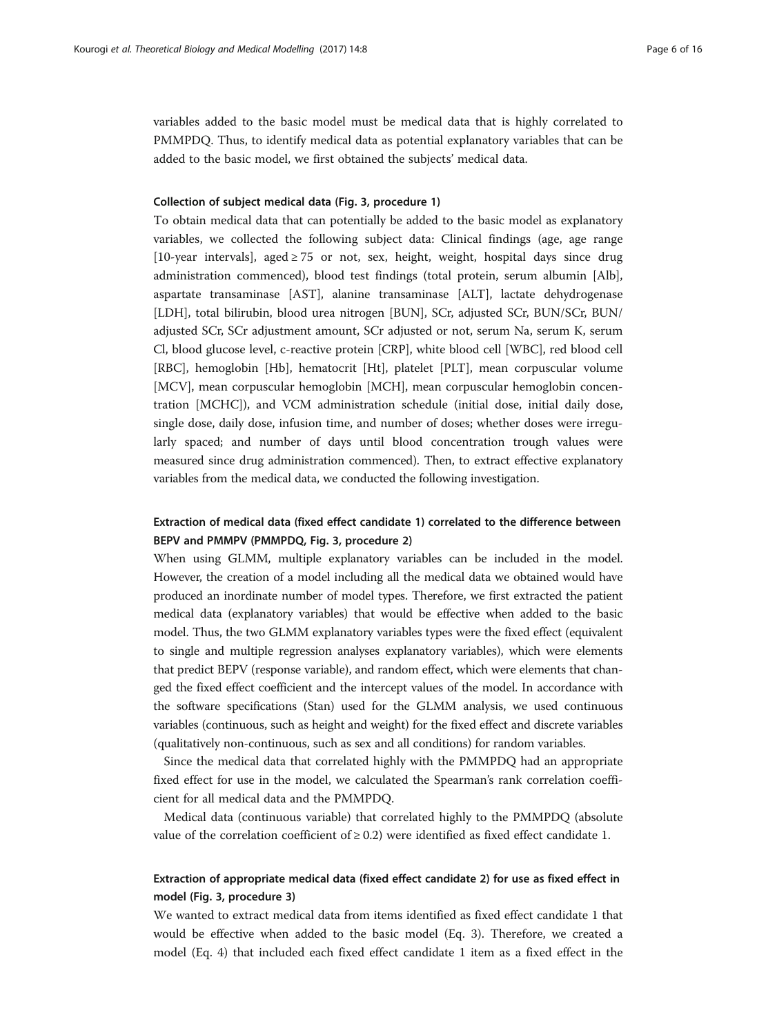variables added to the basic model must be medical data that is highly correlated to PMMPDQ. Thus, to identify medical data as potential explanatory variables that can be added to the basic model, we first obtained the subjects' medical data.

#### Collection of subject medical data (Fig. 3, procedure 1)

To obtain medical data that can potentially be added to the basic model as explanatory variables, we collected the following subject data: Clinical findings (age, age range [10-year intervals], aged ≥ 75 or not, sex, height, weight, hospital days since drug administration commenced), blood test findings (total protein, serum albumin [Alb], aspartate transaminase [AST], alanine transaminase [ALT], lactate dehydrogenase [LDH], total bilirubin, blood urea nitrogen [BUN], SCr, adjusted SCr, BUN/SCr, BUN/adjusted SCr, SCr adjustment amount, SCr adjusted or not, serum Na, serum K, serum Cl, blood glucose level, c-reactive protein [CRP], white blood cell [WBC], red blood cell [RBC], hemoglobin [Hb], hematocrit [Ht], platelet [PLT], mean corpuscular volume [MCV], mean corpuscular hemoglobin [MCH], mean corpuscular hemoglobin concentration [MCHC]), and VCM administration schedule (initial dose, initial daily dose, single dose, daily dose, infusion time, and number of doses; whether doses were irregularly spaced; and number of days until blood concentration trough values were measured since drug administration commenced). Then, to extract effective explanatory variables from the medical data, we conducted the following investigation.

#### Extraction of medical data (fixed effect candidate 1) correlated to the difference between BEPV and PMMPV (PMMPDQ, Fig. 3, procedure 2)

When using GLMM, multiple explanatory variables can be included in the model. However, the creation of a model including all the medical data we obtained would have produced an inordinate number of model types. Therefore, we first extracted the patient medical data (explanatory variables) that would be effective when added to the basic model. Thus, the two GLMM explanatory variables types were the fixed effect (equivalent to single and multiple regression analyses explanatory variables), which were elements that predict BEPV (response variable), and random effect, which were elements that changed the fixed effect coefficient and the intercept values of the model. In accordance with the software specifications (Stan) used for the GLMM analysis, we used continuous variables (continuous, such as height and weight) for the fixed effect and discrete variables (qualitatively non-continuous, such as sex and all conditions) for random variables.

Since the medical data that correlated highly with the PMMPDQ had an appropriate fixed effect for use in the model, we calculated the Spearman's rank correlation coefficient for all medical data and the PMMPDQ.

Medical data (continuous variable) that correlated highly to the PMMPDQ (absolute value of the correlation coefficient of ≥ 0.2) were identified as fixed effect candidate 1.

#### Extraction of appropriate medical data (fixed effect candidate 2) for use as fixed effect in model (Fig. 3, procedure 3)

We wanted to extract medical data from items identified as fixed effect candidate 1 that would be effective when added to the basic model (Eq. 3). Therefore, we created a model (Eq. 4) that included each fixed effect candidate 1 item as a fixed effect in the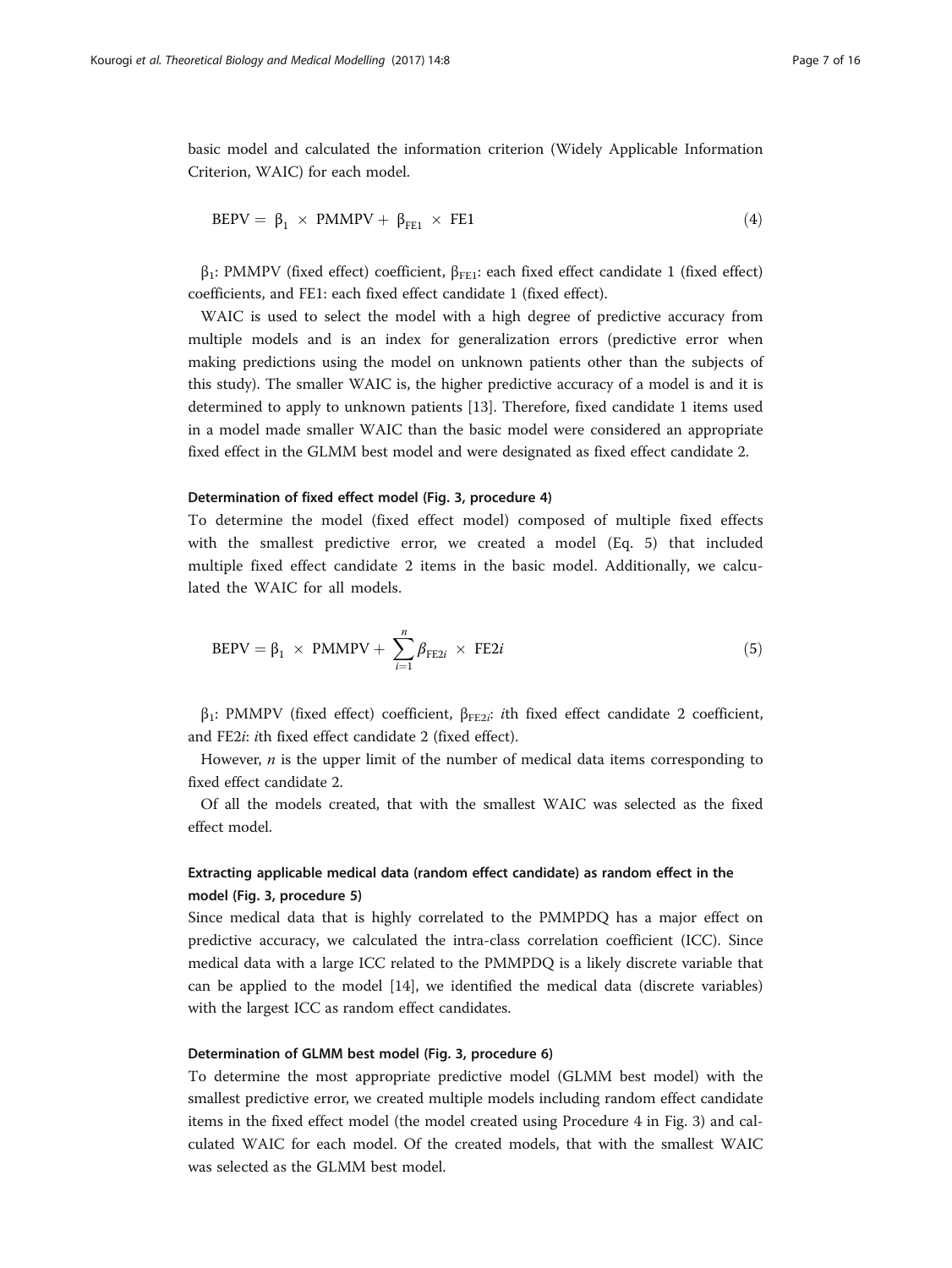basic model and calculated the information criterion (Widely Applicable Information Criterion, WAIC) for each model.

$$\mathrm{BEPV} = \beta_1 \times \mathrm{PMMPV} + \beta_{\mathrm{FE1}} \times \mathrm{FE1} \tag{4}$$

$\beta_1$: PMMPV (fixed effect) coefficient, $\beta_{\mathrm{FE1}}$: each fixed effect candidate 1 (fixed effect) coefficients, and FE1: each fixed effect candidate 1 (fixed effect).

WAIC is used to select the model with a high degree of predictive accuracy from multiple models and is an index for generalization errors (predictive error when making predictions using the model on unknown patients other than the subjects of this study). The smaller WAIC is, the higher predictive accuracy of a model is and it is determined to apply to unknown patients [13]. Therefore, fixed candidate 1 items used in a model made smaller WAIC than the basic model were considered an appropriate fixed effect in the GLMM best model and were designated as fixed effect candidate 2.

#### Determination of fixed effect model (Fig. 3, procedure 4)

To determine the model (fixed effect model) composed of multiple fixed effects with the smallest predictive error, we created a model (Eq. 5) that included multiple fixed effect candidate 2 items in the basic model. Additionally, we calculated the WAIC for all models.

$$\mathrm{BEPV} = \beta_1 \times \mathrm{PMMPV} + \sum_{i=1}^{n} \beta_{\mathrm{FE2}i} \times \mathrm{FE2}i \tag{5}$$

$\beta_1$: PMMPV (fixed effect) coefficient, $\beta_{\mathrm{FE2}i}$: *i*th fixed effect candidate 2 coefficient, and FE2*i*: *i*th fixed effect candidate 2 (fixed effect).

However, $n$ is the upper limit of the number of medical data items corresponding to fixed effect candidate 2.

Of all the models created, that with the smallest WAIC was selected as the fixed effect model.

### Extracting applicable medical data (random effect candidate) as random effect in the model (Fig. 3, procedure 5)

Since medical data that is highly correlated to the PMMPDQ has a major effect on predictive accuracy, we calculated the intra-class correlation coefficient (ICC). Since medical data with a large ICC related to the PMMPDQ is a likely discrete variable that can be applied to the model [14], we identified the medical data (discrete variables) with the largest ICC as random effect candidates.

#### Determination of GLMM best model (Fig. 3, procedure 6)

To determine the most appropriate predictive model (GLMM best model) with the smallest predictive error, we created multiple models including random effect candidate items in the fixed effect model (the model created using Procedure 4 in Fig. 3) and calculated WAIC for each model. Of the created models, that with the smallest WAIC was selected as the GLMM best model.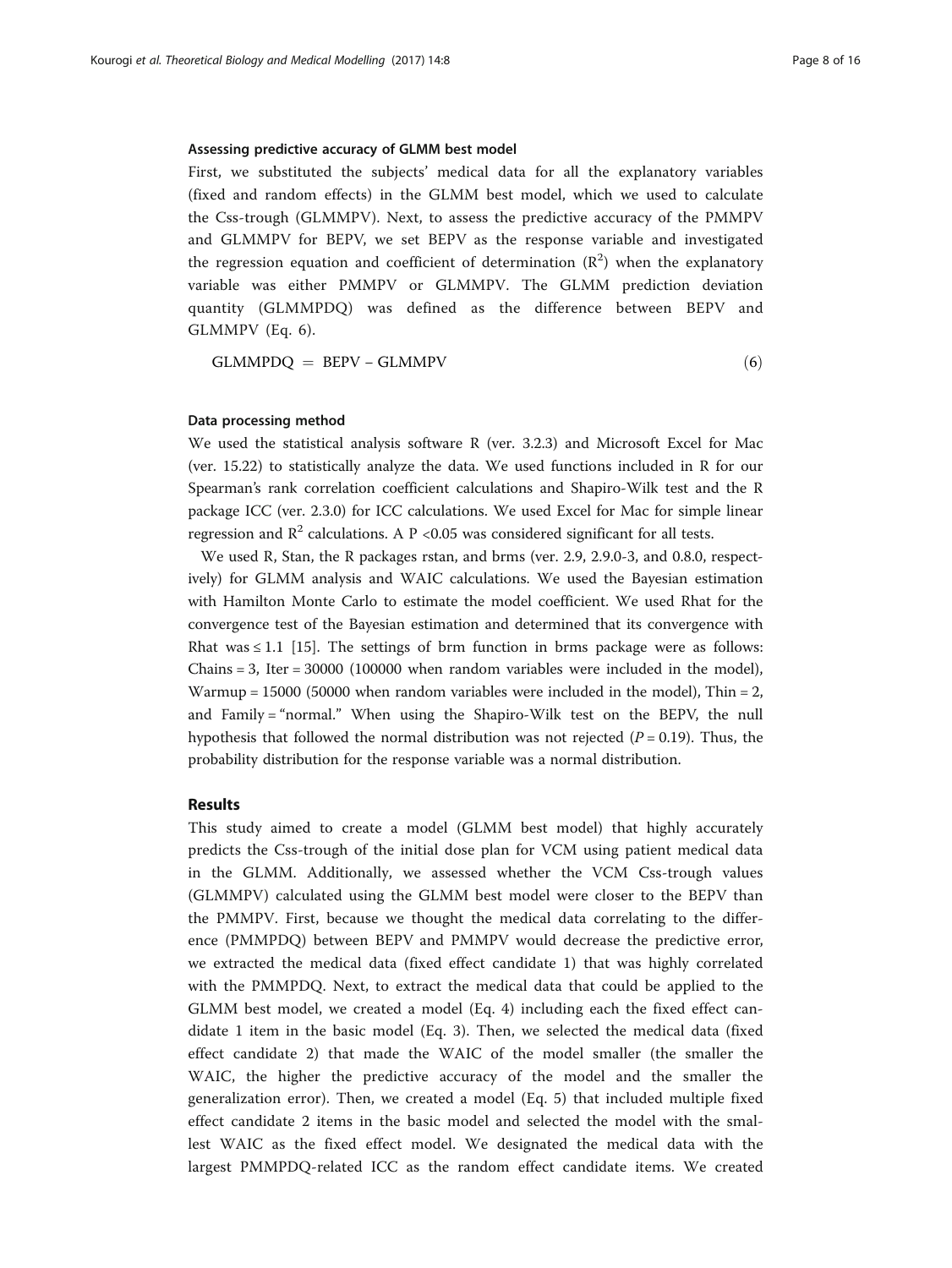#### Assessing predictive accuracy of GLMM best model

First, we substituted the subjects' medical data for all the explanatory variables (fixed and random effects) in the GLMM best model, which we used to calculate the Css-trough (GLMMPV). Next, to assess the predictive accuracy of the PMMPV and GLMMPV for BEPV, we set BEPV as the response variable and investigated the regression equation and coefficient of determination ($R^2$) when the explanatory variable was either PMMPV or GLMMPV. The GLMM prediction deviation quantity (GLMMPDQ) was defined as the difference between BEPV and GLMMPV (Eq. 6).

$$\text{GLMMPDQ} = \text{BEPV} - \text{GLMMPV} \tag{6}$$

#### Data processing method

We used the statistical analysis software R (ver. 3.2.3) and Microsoft Excel for Mac (ver. 15.22) to statistically analyze the data. We used functions included in R for our Spearman's rank correlation coefficient calculations and Shapiro-Wilk test and the R package ICC (ver. 2.3.0) for ICC calculations. We used Excel for Mac for simple linear regression and $R^2$ calculations. A $P < 0.05$ was considered significant for all tests.

We used R, Stan, the R packages rstan, and brms (ver. 2.9, 2.9.0-3, and 0.8.0, respectively) for GLMM analysis and WAIC calculations. We used the Bayesian estimation with Hamilton Monte Carlo to estimate the model coefficient. We used Rhat for the convergence test of the Bayesian estimation and determined that its convergence with Rhat was ≤ 1.1 [15]. The settings of brm function in brms package were as follows: Chains = 3, Iter = 30000 (100000 when random variables were included in the model), Warmup = 15000 (50000 when random variables were included in the model), Thin = 2, and Family = "normal." When using the Shapiro-Wilk test on the BEPV, the null hypothesis that followed the normal distribution was not rejected ($P = 0.19$). Thus, the probability distribution for the response variable was a normal distribution.

### Results

This study aimed to create a model (GLMM best model) that highly accurately predicts the Css-trough of the initial dose plan for VCM using patient medical data in the GLMM. Additionally, we assessed whether the VCM Css-trough values (GLMMPV) calculated using the GLMM best model were closer to the BEPV than the PMMPV. First, because we thought the medical data correlating to the difference (PMMPDQ) between BEPV and PMMPV would decrease the predictive error, we extracted the medical data (fixed effect candidate 1) that was highly correlated with the PMMPDQ. Next, to extract the medical data that could be applied to the GLMM best model, we created a model (Eq. 4) including each the fixed effect candidate 1 item in the basic model (Eq. 3). Then, we selected the medical data (fixed effect candidate 2) that made the WAIC of the model smaller (the smaller the WAIC, the higher the predictive accuracy of the model and the smaller the generalization error). Then, we created a model (Eq. 5) that included multiple fixed effect candidate 2 items in the basic model and selected the model with the smallest WAIC as the fixed effect model. We designated the medical data with the largest PMMPDQ-related ICC as the random effect candidate items. We created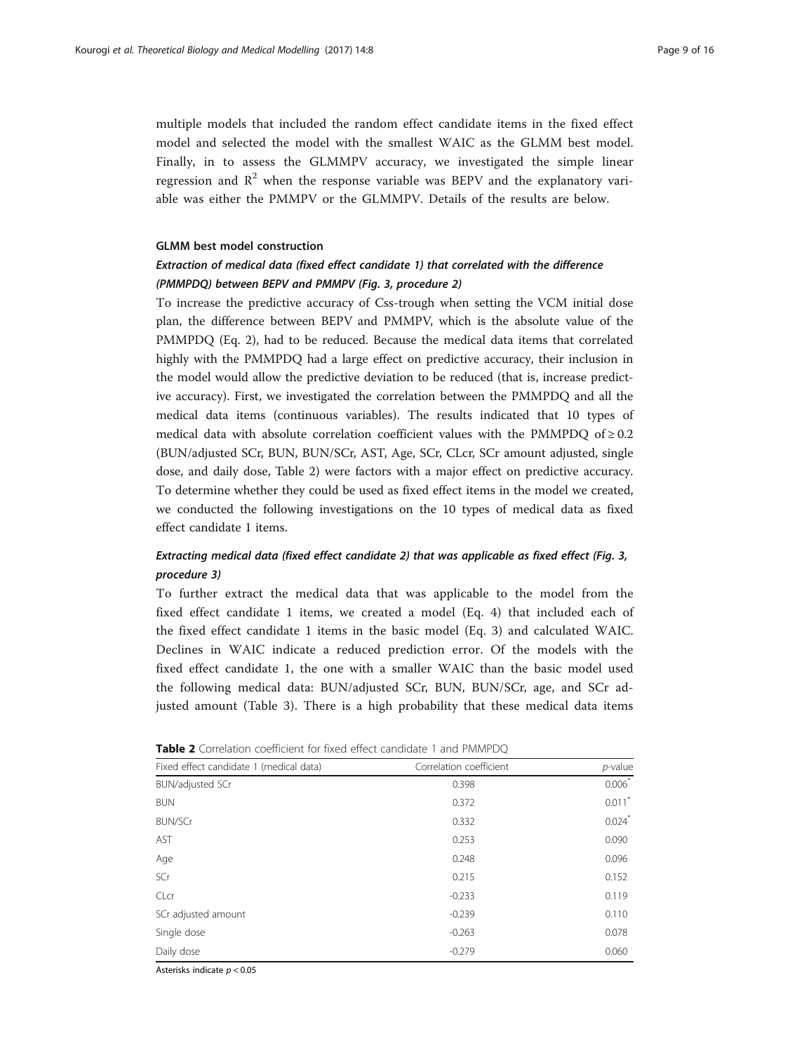multiple models that included the random effect candidate items in the fixed effect model and selected the model with the smallest WAIC as the GLMM best model. Finally, in to assess the GLMMPV accuracy, we investigated the simple linear regression and $R^2$ when the response variable was BEPV and the explanatory variable was either the PMMPV or the GLMMPV. Details of the results are below.

### GLMM best model construction

#### *Extraction of medical data (fixed effect candidate 1) that correlated with the difference (PMMPDQ) between BEPV and PMMPV (Fig. 3, procedure 2)*

To increase the predictive accuracy of Css-trough when setting the VCM initial dose plan, the difference between BEPV and PMMPV, which is the absolute value of the PMMPDQ (Eq. 2), had to be reduced. Because the medical data items that correlated highly with the PMMPDQ had a large effect on predictive accuracy, their inclusion in the model would allow the predictive deviation to be reduced (that is, increase predictive accuracy). First, we investigated the correlation between the PMMPDQ and all the medical data items (continuous variables). The results indicated that 10 types of medical data with absolute correlation coefficient values with the PMMPDQ of $\geq 0.2$ (BUN/adjusted SCr, BUN, BUN/SCr, AST, Age, SCr, CLcr, SCr amount adjusted, single dose, and daily dose, Table 2) were factors with a major effect on predictive accuracy. To determine whether they could be used as fixed effect items in the model we created, we conducted the following investigations on the 10 types of medical data as fixed effect candidate 1 items.

#### *Extracting medical data (fixed effect candidate 2) that was applicable as fixed effect (Fig. 3, procedure 3)*

To further extract the medical data that was applicable to the model from the fixed effect candidate 1 items, we created a model (Eq. 4) that included each of the fixed effect candidate 1 items in the basic model (Eq. 3) and calculated WAIC. Declines in WAIC indicate a reduced prediction error. Of the models with the fixed effect candidate 1, the one with a smaller WAIC than the basic model used the following medical data: BUN/adjusted SCr, BUN, BUN/SCr, age, and SCr adjusted amount (Table 3). There is a high probability that these medical data items

**Table 2** Correlation coefficient for fixed effect candidate 1 and PMMPDQ

| Fixed effect candidate 1 (medical data) | Correlation coefficient | *p*-value |
|---|---|---|
| BUN/adjusted SCr | 0.398 | 0.006* |
| BUN | 0.372 | 0.011* |
| BUN/SCr | 0.332 | 0.024* |
| AST | 0.253 | 0.090 |
| Age | 0.248 | 0.096 |
| SCr | 0.215 | 0.152 |
| CLcr | -0.233 | 0.119 |
| SCr adjusted amount | -0.239 | 0.110 |
| Single dose | -0.263 | 0.078 |
| Daily dose | -0.279 | 0.060 |

Asterisks indicate $p < 0.05$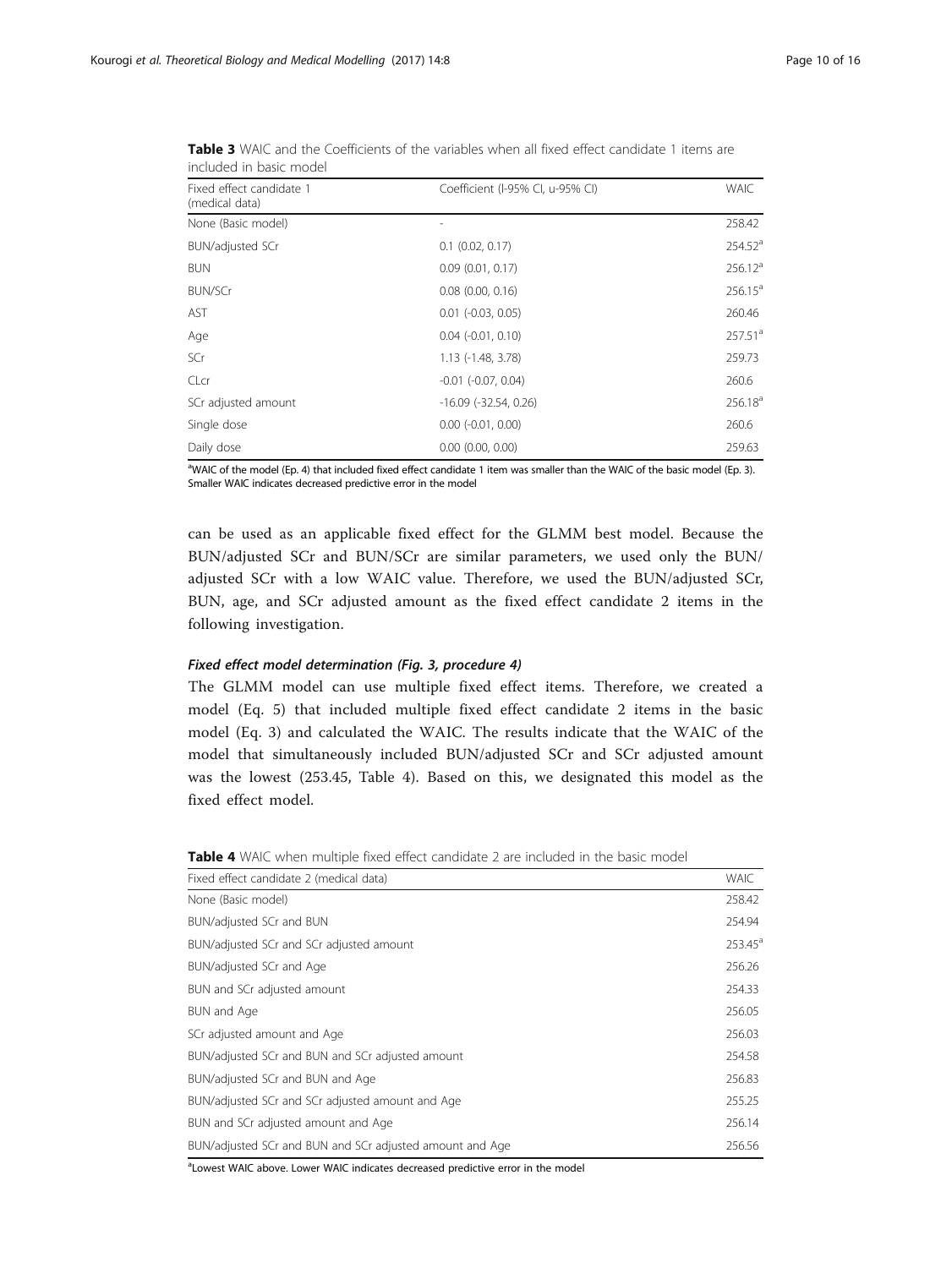**Table 3** WAIC and the Coefficients of the variables when all fixed effect candidate 1 items are included in basic model

| Fixed effect candidate 1 (medical data) | Coefficient (l-95% CI, u-95% CI) | WAIC |
|---|---|---|
| None (Basic model) | - | 258.42 |
| BUN/adjusted SCr | 0.1 (0.02, 0.17) | 254.52[a] |
| BUN | 0.09 (0.01, 0.17) | 256.12[a] |
| BUN/SCr | 0.08 (0.00, 0.16) | 256.15[a] |
| AST | 0.01 (-0.03, 0.05) | 260.46 |
| Age | 0.04 (-0.01, 0.10) | 257.51[a] |
| SCr | 1.13 (-1.48, 3.78) | 259.73 |
| CLcr | -0.01 (-0.07, 0.04) | 260.6 |
| SCr adjusted amount | -16.09 (-32.54, 0.26) | 256.18[a] |
| Single dose | 0.00 (-0.01, 0.00) | 260.6 |
| Daily dose | 0.00 (0.00, 0.00) | 259.63 |

[a]WAIC of the model (Ep. 4) that included fixed effect candidate 1 item was smaller than the WAIC of the basic model (Ep. 3). Smaller WAIC indicates decreased predictive error in the model

can be used as an applicable fixed effect for the GLMM best model. Because the BUN/adjusted SCr and BUN/SCr are similar parameters, we used only the BUN/adjusted SCr with a low WAIC value. Therefore, we used the BUN/adjusted SCr, BUN, age, and SCr adjusted amount as the fixed effect candidate 2 items in the following investigation.

#### *Fixed effect model determination (Fig. 3, procedure 4)*

The GLMM model can use multiple fixed effect items. Therefore, we created a model (Eq. 5) that included multiple fixed effect candidate 2 items in the basic model (Eq. 3) and calculated the WAIC. The results indicate that the WAIC of the model that simultaneously included BUN/adjusted SCr and SCr adjusted amount was the lowest (253.45, Table 4). Based on this, we designated this model as the fixed effect model.

**Table 4** WAIC when multiple fixed effect candidate 2 are included in the basic model

| Fixed effect candidate 2 (medical data) | WAIC |
|---|---|
| None (Basic model) | 258.42 |
| BUN/adjusted SCr and BUN | 254.94 |
| BUN/adjusted SCr and SCr adjusted amount | 253.45[a] |
| BUN/adjusted SCr and Age | 256.26 |
| BUN and SCr adjusted amount | 254.33 |
| BUN and Age | 256.05 |
| SCr adjusted amount and Age | 256.03 |
| BUN/adjusted SCr and BUN and SCr adjusted amount | 254.58 |
| BUN/adjusted SCr and BUN and Age | 256.83 |
| BUN/adjusted SCr and SCr adjusted amount and Age | 255.25 |
| BUN and SCr adjusted amount and Age | 256.14 |
| BUN/adjusted SCr and BUN and SCr adjusted amount and Age | 256.56 |

[a]Lowest WAIC above. Lower WAIC indicates decreased predictive error in the model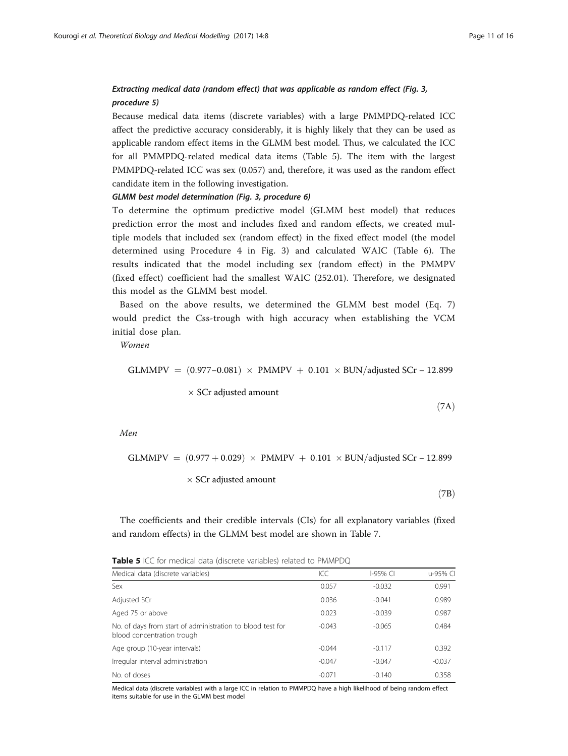#### *Extracting medical data (random effect) that was applicable as random effect (Fig. 3, procedure 5)*

Because medical data items (discrete variables) with a large PMMPDQ-related ICC affect the predictive accuracy considerably, it is highly likely that they can be used as applicable random effect items in the GLMM best model. Thus, we calculated the ICC for all PMMPDQ-related medical data items (Table 5). The item with the largest PMMPDQ-related ICC was sex (0.057) and, therefore, it was used as the random effect candidate item in the following investigation.

#### *GLMM best model determination (Fig. 3, procedure 6)*

To determine the optimum predictive model (GLMM best model) that reduces prediction error the most and includes fixed and random effects, we created multiple models that included sex (random effect) in the fixed effect model (the model determined using Procedure 4 in Fig. 3) and calculated WAIC (Table 6). The results indicated that the model including sex (random effect) in the PMMPV (fixed effect) coefficient had the smallest WAIC (252.01). Therefore, we designated this model as the GLMM best model.

Based on the above results, we determined the GLMM best model (Eq. 7) would predict the Css-trough with high accuracy when establishing the VCM initial dose plan.

*Women*

$$\text{GLMMPV} = (0.977 - 0.081) \times \text{PMMPV} + 0.101 \times \text{BUN/adjusted SCr} - 12.899 \times \text{SCr adjusted amount} \tag{7A}$$

*Men*

$$\text{GLMMPV} = (0.977 + 0.029) \times \text{PMMPV} + 0.101 \times \text{BUN/adjusted SCr} - 12.899 \times \text{SCr adjusted amount} \tag{7B}$$

The coefficients and their credible intervals (CIs) for all explanatory variables (fixed and random effects) in the GLMM best model are shown in Table 7.

**Table 5** ICC for medical data (discrete variables) related to PMMPDQ

| Medical data (discrete variables) | ICC | l-95% CI | u-95% CI |
|---|---|---|---|
| Sex | 0.057 | -0.032 | 0.991 |
| Adjusted SCr | 0.036 | -0.041 | 0.989 |
| Aged 75 or above | 0.023 | -0.039 | 0.987 |
| No. of days from start of administration to blood test for blood concentration trough | -0.043 | -0.065 | 0.484 |
| Age group (10-year intervals) | -0.044 | -0.117 | 0.392 |
| Irregular interval administration | -0.047 | -0.047 | -0.037 |
| No. of doses | -0.071 | -0.140 | 0.358 |

Medical data (discrete variables) with a large ICC in relation to PMMPDQ have a high likelihood of being random effect items suitable for use in the GLMM best model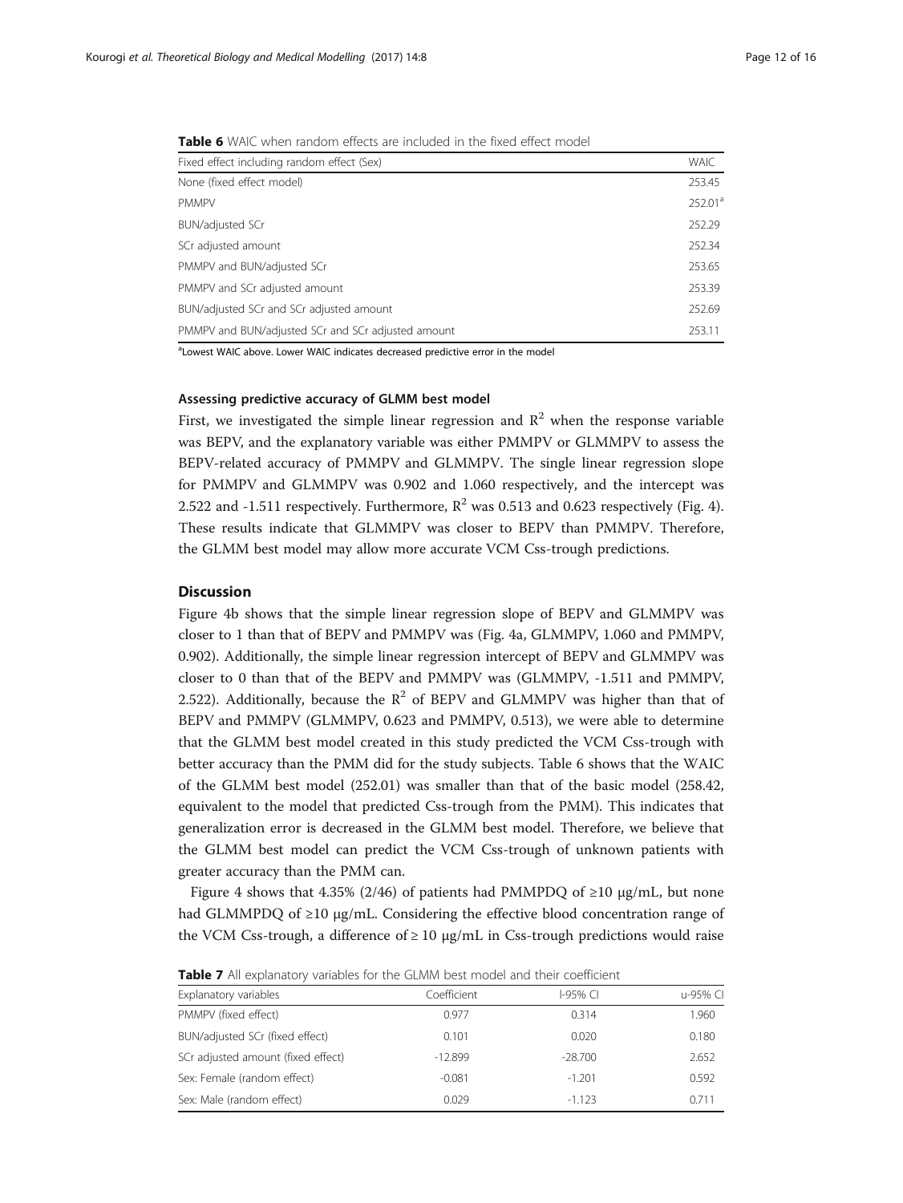**Table 6** WAIC when random effects are included in the fixed effect model

| Fixed effect including random effect (Sex) | WAIC |
| --- | --- |
| None (fixed effect model) | 253.45 |
| PMMPV | 252.01[a] |
| BUN/adjusted SCr | 252.29 |
| SCr adjusted amount | 252.34 |
| PMMPV and BUN/adjusted SCr | 253.65 |
| PMMPV and SCr adjusted amount | 253.39 |
| BUN/adjusted SCr and SCr adjusted amount | 252.69 |
| PMMPV and BUN/adjusted SCr and SCr adjusted amount | 253.11 |

[a]Lowest WAIC above. Lower WAIC indicates decreased predictive error in the model

#### Assessing predictive accuracy of GLMM best model

First, we investigated the simple linear regression and $R^2$ when the response variable was BEPV, and the explanatory variable was either PMMPV or GLMMPV to assess the BEPV-related accuracy of PMMPV and GLMMPV. The single linear regression slope for PMMPV and GLMMPV was 0.902 and 1.060 respectively, and the intercept was 2.522 and -1.511 respectively. Furthermore, $R^2$ was 0.513 and 0.623 respectively (Fig. 4). These results indicate that GLMMPV was closer to BEPV than PMMPV. Therefore, the GLMM best model may allow more accurate VCM Css-trough predictions.

## Discussion

Figure 4b shows that the simple linear regression slope of BEPV and GLMMPV was closer to 1 than that of BEPV and PMMPV was (Fig. 4a, GLMMPV, 1.060 and PMMPV, 0.902). Additionally, the simple linear regression intercept of BEPV and GLMMPV was closer to 0 than that of the BEPV and PMMPV was (GLMMPV, -1.511 and PMMPV, 2.522). Additionally, because the $R^2$ of BEPV and GLMMPV was higher than that of BEPV and PMMPV (GLMMPV, 0.623 and PMMPV, 0.513), we were able to determine that the GLMM best model created in this study predicted the VCM Css-trough with better accuracy than the PMM did for the study subjects. Table 6 shows that the WAIC of the GLMM best model (252.01) was smaller than that of the basic model (258.42, equivalent to the model that predicted Css-trough from the PMM). This indicates that generalization error is decreased in the GLMM best model. Therefore, we believe that the GLMM best model can predict the VCM Css-trough of unknown patients with greater accuracy than the PMM can.

Figure 4 shows that 4.35% (2/46) of patients had PMMPDQ of ≥10 μg/mL, but none had GLMMPDQ of ≥10 μg/mL. Considering the effective blood concentration range of the VCM Css-trough, a difference of ≥ 10 μg/mL in Css-trough predictions would raise

**Table 7** All explanatory variables for the GLMM best model and their coefficient

| Explanatory variables | Coefficient | l-95% CI | u-95% CI |
| --- | --- | --- | --- |
| PMMPV (fixed effect) | 0.977 | 0.314 | 1.960 |
| BUN/adjusted SCr (fixed effect) | 0.101 | 0.020 | 0.180 |
| SCr adjusted amount (fixed effect) | -12.899 | -28.700 | 2.652 |
| Sex: Female (random effect) | -0.081 | -1.201 | 0.592 |
| Sex: Male (random effect) | 0.029 | -1.123 | 0.711 |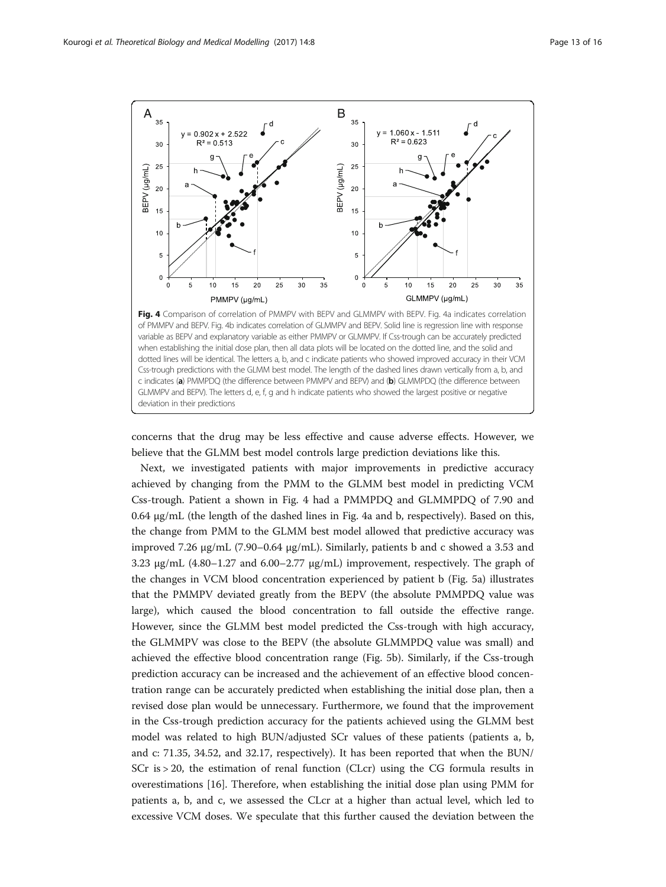**Fig. 4** Comparison of correlation of PMMPV with BEPV and GLMMPV with BEPV. Fig. 4a indicates correlation of PMMPV and BEPV. Fig. 4b indicates correlation of GLMMPV and BEPV. Solid line is regression line with response variable as BEPV and explanatory variable as either PMMPV or GLMMPV. If Css-trough can be accurately predicted when establishing the initial dose plan, then all data plots will be located on the dotted line, and the solid and dotted lines will be identical. The letters a, b, and c indicate patients who showed improved accuracy in their VCM Css-trough predictions with the GLMM best model. The length of the dashed lines drawn vertically from a, b, and c indicates (**a**) PMMPDQ (the difference between PMMPV and BEPV) and (**b**) GLMMPDQ (the difference between GLMMPV and BEPV). The letters d, e, f, g and h indicate patients who showed the largest positive or negative deviation in their predictions

concerns that the drug may be less effective and cause adverse effects. However, we believe that the GLMM best model controls large prediction deviations like this.

Next, we investigated patients with major improvements in predictive accuracy achieved by changing from the PMM to the GLMM best model in predicting VCM Css-trough. Patient a shown in Fig. 4 had a PMMPDQ and GLMMPDQ of 7.90 and 0.64 μg/mL (the length of the dashed lines in Fig. 4a and b, respectively). Based on this, the change from PMM to the GLMM best model allowed that predictive accuracy was improved 7.26 μg/mL (7.90–0.64 μg/mL). Similarly, patients b and c showed a 3.53 and 3.23 μg/mL (4.80–1.27 and 6.00–2.77 μg/mL) improvement, respectively. The graph of the changes in VCM blood concentration experienced by patient b (Fig. 5a) illustrates that the PMMPV deviated greatly from the BEPV (the absolute PMMPDQ value was large), which caused the blood concentration to fall outside the effective range. However, since the GLMM best model predicted the Css-trough with high accuracy, the GLMMPV was close to the BEPV (the absolute GLMMPDQ value was small) and achieved the effective blood concentration range (Fig. 5b). Similarly, if the Css-trough prediction accuracy can be increased and the achievement of an effective blood concentration range can be accurately predicted when establishing the initial dose plan, then a revised dose plan would be unnecessary. Furthermore, we found that the improvement in the Css-trough prediction accuracy for the patients achieved using the GLMM best model was related to high BUN/adjusted SCr values of these patients (patients a, b, and c: 71.35, 34.52, and 32.17, respectively). It has been reported that when the BUN/SCr is > 20, the estimation of renal function (CLcr) using the CG formula results in overestimations [16]. Therefore, when establishing the initial dose plan using PMM for patients a, b, and c, we assessed the CLcr at a higher than actual level, which led to excessive VCM doses. We speculate that this further caused the deviation between the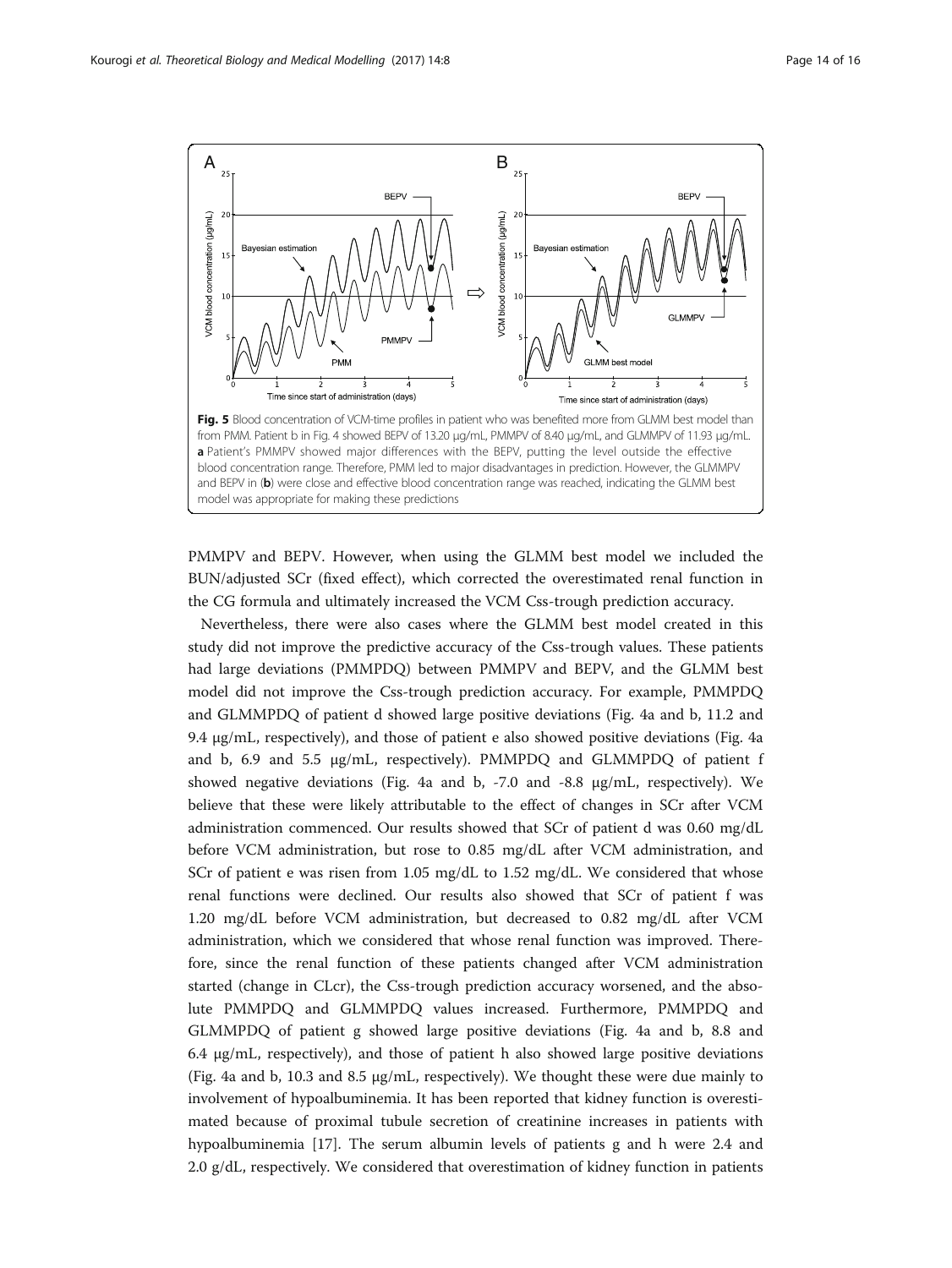**Fig. 5** Blood concentration of VCM-time profiles in patient who was benefited more from GLMM best model than from PMM. Patient b in Fig. 4 showed BEPV of 13.20 μg/mL, PMMPV of 8.40 μg/mL, and GLMMPV of 11.93 μg/mL. **a** Patient's PMMPV showed major differences with the BEPV, putting the level outside the effective blood concentration range. Therefore, PMM led to major disadvantages in prediction. However, the GLMMPV and BEPV in (**b**) were close and effective blood concentration range was reached, indicating the GLMM best model was appropriate for making these predictions

PMMPV and BEPV. However, when using the GLMM best model we included the BUN/adjusted SCr (fixed effect), which corrected the overestimated renal function in the CG formula and ultimately increased the VCM Css-trough prediction accuracy.

Nevertheless, there were also cases where the GLMM best model created in this study did not improve the predictive accuracy of the Css-trough values. These patients had large deviations (PMMPDQ) between PMMPV and BEPV, and the GLMM best model did not improve the Css-trough prediction accuracy. For example, PMMPDQ and GLMMPDQ of patient d showed large positive deviations (Fig. 4a and b, 11.2 and 9.4 μg/mL, respectively), and those of patient e also showed positive deviations (Fig. 4a and b, 6.9 and 5.5 μg/mL, respectively). PMMPDQ and GLMMPDQ of patient f showed negative deviations (Fig. 4a and b, -7.0 and -8.8 μg/mL, respectively). We believe that these were likely attributable to the effect of changes in SCr after VCM administration commenced. Our results showed that SCr of patient d was 0.60 mg/dL before VCM administration, but rose to 0.85 mg/dL after VCM administration, and SCr of patient e was risen from 1.05 mg/dL to 1.52 mg/dL. We considered that whose renal functions were declined. Our results also showed that SCr of patient f was 1.20 mg/dL before VCM administration, but decreased to 0.82 mg/dL after VCM administration, which we considered that whose renal function was improved. Therefore, since the renal function of these patients changed after VCM administration started (change in CLcr), the Css-trough prediction accuracy worsened, and the absolute PMMPDQ and GLMMPDQ values increased. Furthermore, PMMPDQ and GLMMPDQ of patient g showed large positive deviations (Fig. 4a and b, 8.8 and 6.4 μg/mL, respectively), and those of patient h also showed large positive deviations (Fig. 4a and b, 10.3 and 8.5 μg/mL, respectively). We thought these were due mainly to involvement of hypoalbuminemia. It has been reported that kidney function is overestimated because of proximal tubule secretion of creatinine increases in patients with hypoalbuminemia [17]. The serum albumin levels of patients g and h were 2.4 and 2.0 g/dL, respectively. We considered that overestimation of kidney function in patients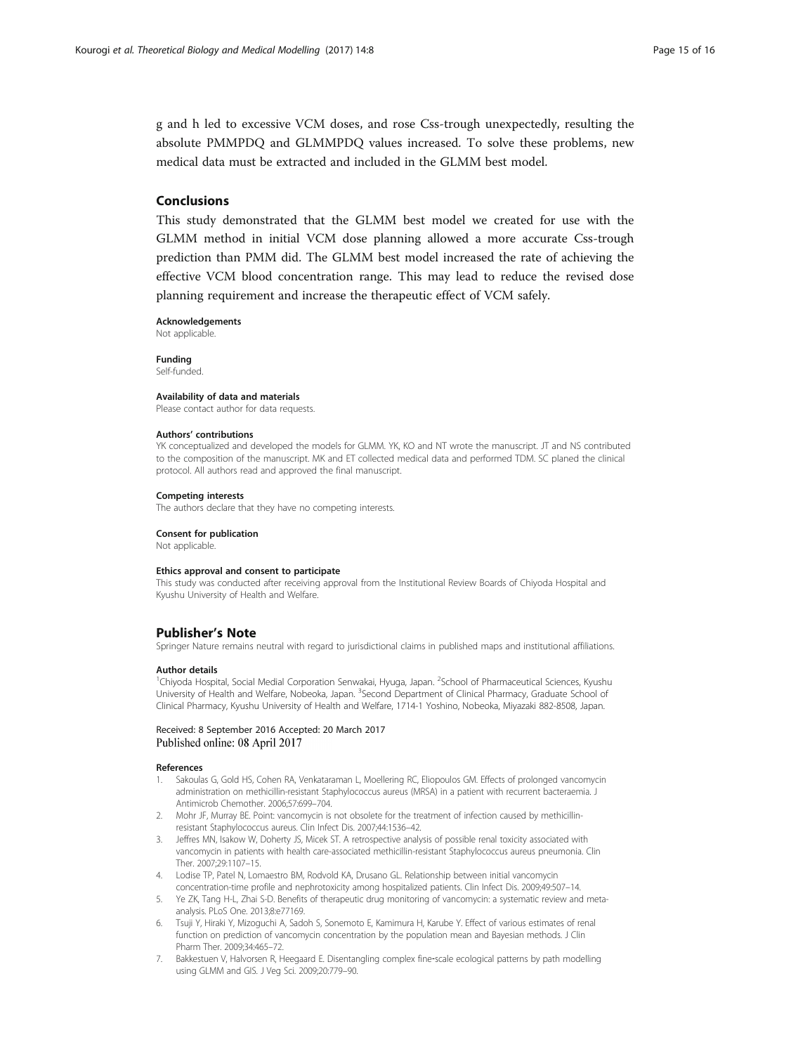g and h led to excessive VCM doses, and rose Css-trough unexpectedly, resulting the absolute PMMPDQ and GLMMPDQ values increased. To solve these problems, new medical data must be extracted and included in the GLMM best model.

## Conclusions

This study demonstrated that the GLMM best model we created for use with the GLMM method in initial VCM dose planning allowed a more accurate Css-trough prediction than PMM did. The GLMM best model increased the rate of achieving the effective VCM blood concentration range. This may lead to reduce the revised dose planning requirement and increase the therapeutic effect of VCM safely.

#### Acknowledgements

Not applicable.

#### Funding

Self-funded.

#### Availability of data and materials

Please contact author for data requests.

#### Authors' contributions

YK conceptualized and developed the models for GLMM. YK, KO and NT wrote the manuscript. JT and NS contributed to the composition of the manuscript. MK and ET collected medical data and performed TDM. SC planed the clinical protocol. All authors read and approved the final manuscript.

#### Competing interests

The authors declare that they have no competing interests.

#### Consent for publication

Not applicable.

#### Ethics approval and consent to participate

This study was conducted after receiving approval from the Institutional Review Boards of Chiyoda Hospital and Kyushu University of Health and Welfare.

## Publisher's Note

Springer Nature remains neutral with regard to jurisdictional claims in published maps and institutional affiliations.

#### Author details

[1]Chiyoda Hospital, Social Medial Corporation Senwakai, Hyuga, Japan. [2]School of Pharmaceutical Sciences, Kyushu University of Health and Welfare, Nobeoka, Japan. [3]Second Department of Clinical Pharmacy, Graduate School of Clinical Pharmacy, Kyushu University of Health and Welfare, 1714-1 Yoshino, Nobeoka, Miyazaki 882-8508, Japan.

Received: 8 September 2016 Accepted: 20 March 2017
Published online: 08 April 2017

#### References

1. Sakoulas G, Gold HS, Cohen RA, Venkataraman L, Moellering RC, Eliopoulos GM. Effects of prolonged vancomycin administration on methicillin-resistant Staphylococcus aureus (MRSA) in a patient with recurrent bacteraemia. J Antimicrob Chemother. 2006;57:699–704.
2. Mohr JF, Murray BE. Point: vancomycin is not obsolete for the treatment of infection caused by methicillin-resistant Staphylococcus aureus. Clin Infect Dis. 2007;44:1536–42.
3. Jeffres MN, Isakow W, Doherty JS, Micek ST. A retrospective analysis of possible renal toxicity associated with vancomycin in patients with health care-associated methicillin-resistant Staphylococcus aureus pneumonia. Clin Ther. 2007;29:1107–15.
4. Lodise TP, Patel N, Lomaestro BM, Rodvold KA, Drusano GL. Relationship between initial vancomycin concentration-time profile and nephrotoxicity among hospitalized patients. Clin Infect Dis. 2009;49:507–14.
5. Ye ZK, Tang H-L, Zhai S-D. Benefits of therapeutic drug monitoring of vancomycin: a systematic review and meta-analysis. PLoS One. 2013;8:e77169.
6. Tsuji Y, Hiraki Y, Mizoguchi A, Sadoh S, Sonemoto E, Kamimura H, Karube Y. Effect of various estimates of renal function on prediction of vancomycin concentration by the population mean and Bayesian methods. J Clin Pharm Ther. 2009;34:465–72.
7. Bakkestuen V, Halvorsen R, Heegaard E. Disentangling complex fine-scale ecological patterns by path modelling using GLMM and GIS. J Veg Sci. 2009;20:779–90.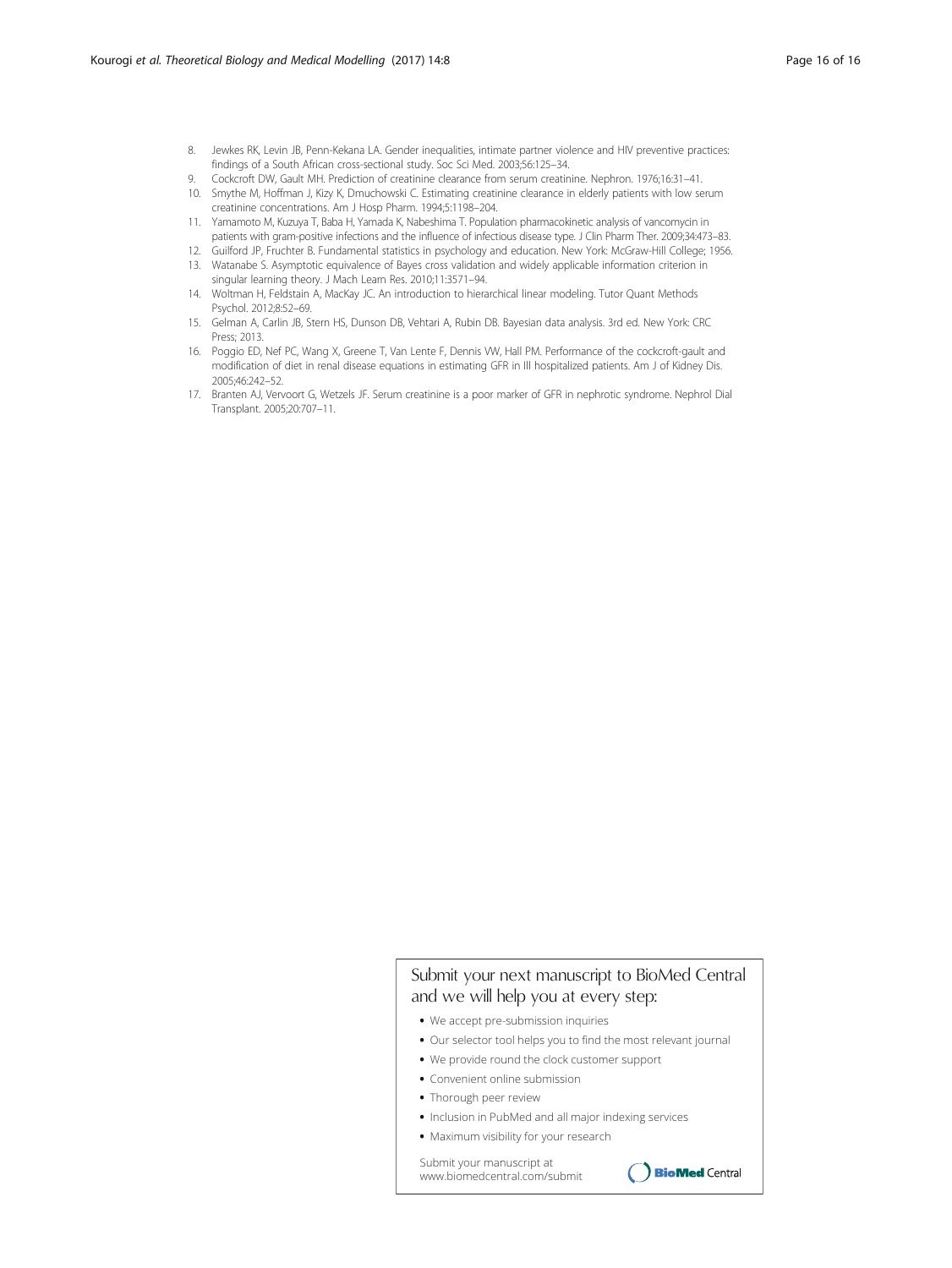8. Jewkes RK, Levin JB, Penn-Kekana LA. Gender inequalities, intimate partner violence and HIV preventive practices: findings of a South African cross-sectional study. Soc Sci Med. 2003;56:125–34.
9. Cockcroft DW, Gault MH. Prediction of creatinine clearance from serum creatinine. Nephron. 1976;16:31–41.
10. Smythe M, Hoffman J, Kizy K, Dmuchowski C. Estimating creatinine clearance in elderly patients with low serum creatinine concentrations. Am J Hosp Pharm. 1994;5:1198–204.
11. Yamamoto M, Kuzuya T, Baba H, Yamada K, Nabeshima T. Population pharmacokinetic analysis of vancomycin in patients with gram-positive infections and the influence of infectious disease type. J Clin Pharm Ther. 2009;34:473–83.
12. Guilford JP, Fruchter B. Fundamental statistics in psychology and education. New York: McGraw-Hill College; 1956.
13. Watanabe S. Asymptotic equivalence of Bayes cross validation and widely applicable information criterion in singular learning theory. J Mach Learn Res. 2010;11:3571–94.
14. Woltman H, Feldstain A, MacKay JC. An introduction to hierarchical linear modeling. Tutor Quant Methods Psychol. 2012;8:52–69.
15. Gelman A, Carlin JB, Stern HS, Dunson DB, Vehtari A, Rubin DB. Bayesian data analysis. 3rd ed. New York: CRC Press; 2013.
16. Poggio ED, Nef PC, Wang X, Greene T, Van Lente F, Dennis VW, Hall PM. Performance of the cockcroft-gault and modification of diet in renal disease equations in estimating GFR in Ill hospitalized patients. Am J of Kidney Dis. 2005;46:242–52.
17. Branten AJ, Vervoort G, Wetzels JF. Serum creatinine is a poor marker of GFR in nephrotic syndrome. Nephrol Dial Transplant. 2005;20:707–11.

Submit your next manuscript to BioMed Central and we will help you at every step:

- We accept pre-submission inquiries
- Our selector tool helps you to find the most relevant journal
- We provide round the clock customer support
- Convenient online submission
- Thorough peer review
- Inclusion in PubMed and all major indexing services
- Maximum visibility for your research

Submit your manuscript at
www.biomedcentral.com/submit

BioMed Central